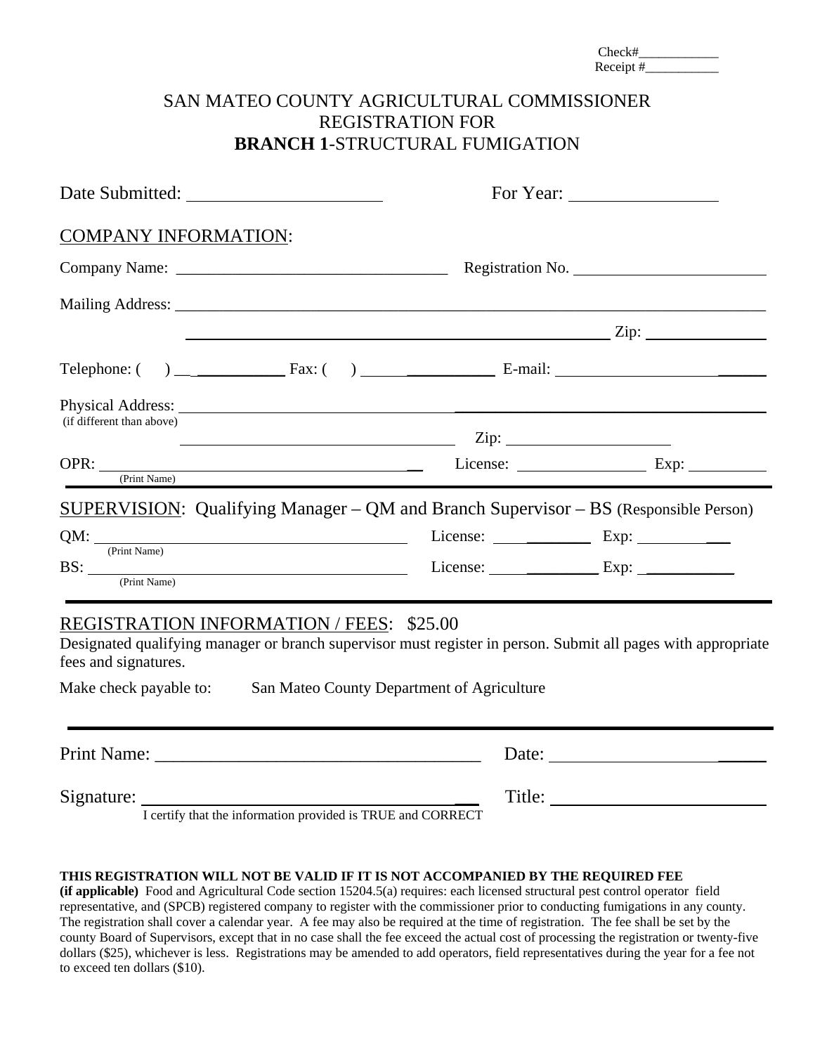Check#\_\_\_\_\_\_\_\_\_\_\_\_
Receipt #\_\_\_\_\_\_\_\_\_\_\_

# SAN MATEO COUNTY AGRICULTURAL COMMISSIONER
# REGISTRATION FOR
# **BRANCH 1**-STRUCTURAL FUMIGATION

Date Submitted: \_\_\_\_\_\_\_\_\_\_\_\_\_\_\_\_\_\_\_\_ For Year: \_\_\_\_\_\_\_\_\_\_\_\_\_\_\_

## COMPANY INFORMATION:

Company Name: \_\_\_\_\_\_\_\_\_\_\_\_\_\_\_\_\_\_\_\_\_\_\_\_\_\_\_\_\_\_\_\_ Registration No. \_\_\_\_\_\_\_\_\_\_\_\_\_\_\_\_\_\_\_\_\_\_

Mailing Address: \_\_\_\_\_\_\_\_\_\_\_\_\_\_\_\_\_\_\_\_\_\_\_\_\_\_\_\_\_\_\_\_\_\_\_\_\_\_\_\_\_\_\_\_\_\_\_\_\_\_\_\_\_\_\_\_\_\_\_\_\_\_\_\_

\_\_\_\_\_\_\_\_\_\_\_\_\_\_\_\_\_\_\_\_\_\_\_\_\_\_\_\_\_\_\_\_\_\_\_\_\_\_\_\_\_\_\_\_\_\_\_\_\_\_ Zip: \_\_\_\_\_\_\_\_\_\_\_\_\_\_

Telephone: (     ) \_\_\_\_\_\_\_\_\_\_\_\_\_\_ Fax: (     ) \_\_\_\_\_\_\_\_\_\_\_\_\_\_\_\_ E-mail: \_\_\_\_\_\_\_\_\_\_\_\_\_\_\_\_\_\_\_\_\_\_\_\_

Physical Address: \_\_\_\_\_\_\_\_\_\_\_\_\_\_\_\_\_\_\_\_\_\_\_\_\_\_\_\_\_\_\_\_\_\_\_\_\_\_\_\_\_\_\_\_\_\_\_\_\_\_\_\_\_\_\_\_\_\_\_\_\_\_\_
(if different than above)

\_\_\_\_\_\_\_\_\_\_\_\_\_\_\_\_\_\_\_\_\_\_\_\_\_\_\_\_\_\_\_\_ Zip: \_\_\_\_\_\_\_\_\_\_\_\_\_\_\_\_\_\_\_

OPR: \_\_\_\_\_\_\_\_\_\_\_\_\_\_\_\_\_\_\_\_\_\_\_\_\_\_\_\_\_\_\_\_\_\_\_\_\_ License: \_\_\_\_\_\_\_\_\_\_\_\_\_\_\_ Exp: \_\_\_\_\_\_\_\_\_
(Print Name)

## SUPERVISION: Qualifying Manager – QM and Branch Supervisor – BS (Responsible Person)

QM: \_\_\_\_\_\_\_\_\_\_\_\_\_\_\_\_\_\_\_\_\_\_\_\_\_\_\_\_\_\_\_\_\_\_\_\_\_\_ License: \_\_\_\_\_\_\_\_\_\_\_\_\_ Exp: \_\_\_\_\_\_\_\_\_\_\_\_
(Print Name)

BS: \_\_\_\_\_\_\_\_\_\_\_\_\_\_\_\_\_\_\_\_\_\_\_\_\_\_\_\_\_\_\_\_\_\_\_\_\_\_ License: \_\_\_\_\_\_\_\_\_\_\_\_\_\_ Exp: \_\_\_\_\_\_\_\_\_\_\_\_
(Print Name)

## REGISTRATION INFORMATION / FEES: $25.00

Designated qualifying manager or branch supervisor must register in person. Submit all pages with appropriate fees and signatures.

Make check payable to: San Mateo County Department of Agriculture

Print Name: \_\_\_\_\_\_\_\_\_\_\_\_\_\_\_\_\_\_\_\_\_\_\_\_\_\_\_\_\_\_\_\_\_\_ Date: \_\_\_\_\_\_\_\_\_\_\_\_\_\_\_\_\_\_\_\_\_\_

Signature: \_\_\_\_\_\_\_\_\_\_\_\_\_\_\_\_\_\_\_\_\_\_\_\_\_\_\_\_\_\_\_\_\_\_\_ Title: \_\_\_\_\_\_\_\_\_\_\_\_\_\_\_\_\_\_\_\_\_\_\_
I certify that the information provided is TRUE and CORRECT

**THIS REGISTRATION WILL NOT BE VALID IF IT IS NOT ACCOMPANIED BY THE REQUIRED FEE (if applicable)** Food and Agricultural Code section 15204.5(a) requires: each licensed structural pest control operator field representative, and (SPCB) registered company to register with the commissioner prior to conducting fumigations in any county. The registration shall cover a calendar year. A fee may also be required at the time of registration. The fee shall be set by the county Board of Supervisors, except that in no case shall the fee exceed the actual cost of processing the registration or twenty-five dollars ($25), whichever is less. Registrations may be amended to add operators, field representatives during the year for a fee not to exceed ten dollars ($10).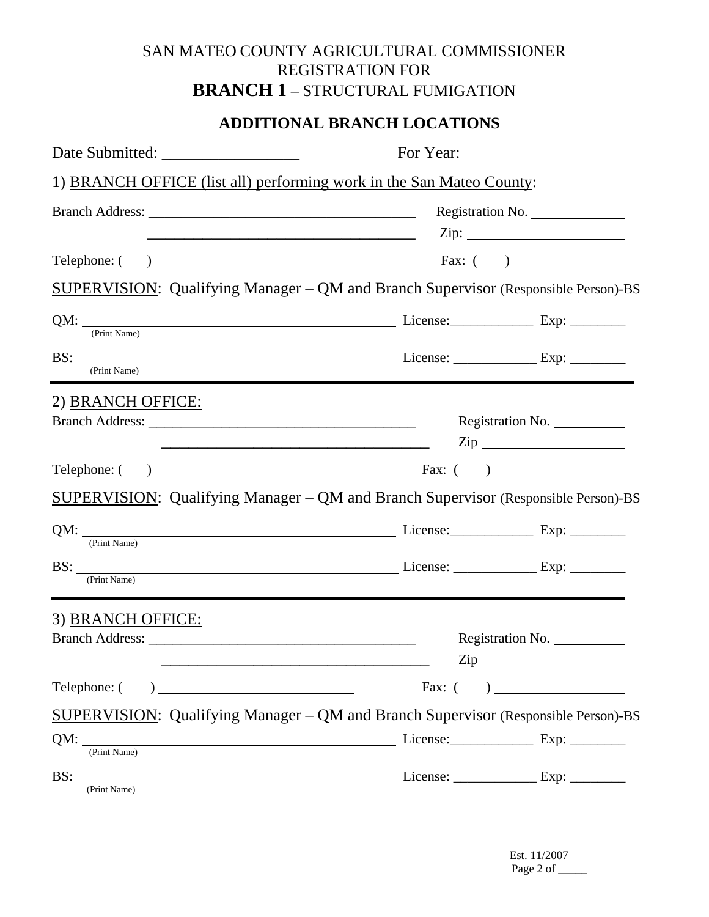SAN MATEO COUNTY AGRICULTURAL COMMISSIONER
REGISTRATION FOR
**BRANCH 1** – STRUCTURAL FUMIGATION

## ADDITIONAL BRANCH LOCATIONS

Date Submitted: _________________ For Year: _______________

1) BRANCH OFFICE (list all) performing work in the San Mateo County:

Branch Address: _____________________________________ Registration No. _____________

_____________________________________ Zip: ______________________

Telephone: ( ) ___________________________ Fax: ( ) _______________

SUPERVISION: Qualifying Manager – QM and Branch Supervisor (Responsible Person)-BS

QM: _____________________________________________ License:____________ Exp: ________
(Print Name)

BS: _____________________________________________ License: ____________ Exp: ________
(Print Name)

---

2) BRANCH OFFICE:

Branch Address: _____________________________________ Registration No. __________

_____________________________________ Zip ____________________

Telephone: ( ) ___________________________ Fax: ( ) __________________

SUPERVISION: Qualifying Manager – QM and Branch Supervisor (Responsible Person)-BS

QM: _____________________________________________ License:____________ Exp: ________
(Print Name)

BS: _____________________________________________ License: ____________ Exp: ________
(Print Name)

---

3) BRANCH OFFICE:

Branch Address: _____________________________________ Registration No. __________

_____________________________________ Zip ____________________

Telephone: ( ) ___________________________ Fax: ( ) __________________

SUPERVISION: Qualifying Manager – QM and Branch Supervisor (Responsible Person)-BS

QM: _____________________________________________ License:____________ Exp: ________
(Print Name)

BS: _____________________________________________ License: ____________ Exp: ________
(Print Name)

Est. 11/2007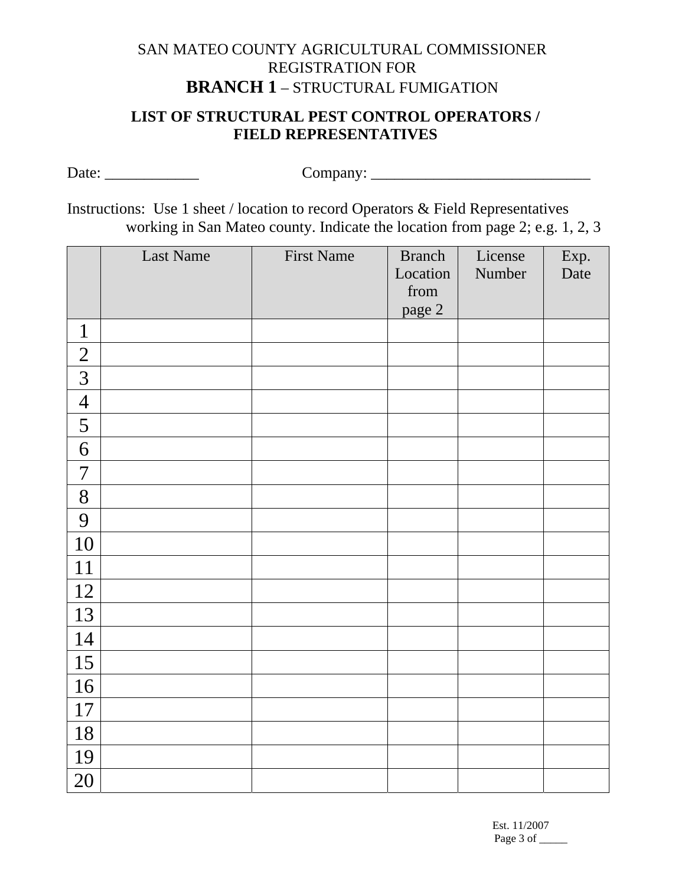SAN MATEO COUNTY AGRICULTURAL COMMISSIONER
REGISTRATION FOR
**BRANCH 1** – STRUCTURAL FUMIGATION

## LIST OF STRUCTURAL PEST CONTROL OPERATORS / FIELD REPRESENTATIVES

Date: ____________ Company: _____________________________

Instructions: Use 1 sheet / location to record Operators & Field Representatives working in San Mateo county. Indicate the location from page 2; e.g. 1, 2, 3

| | Last Name | First Name | Branch Location from page 2 | License Number | Exp. Date |
|---|---|---|---|---|---|
| 1 | | | | | |
| 2 | | | | | |
| 3 | | | | | |
| 4 | | | | | |
| 5 | | | | | |
| 6 | | | | | |
| 7 | | | | | |
| 8 | | | | | |
| 9 | | | | | |
| 10 | | | | | |
| 11 | | | | | |
| 12 | | | | | |
| 13 | | | | | |
| 14 | | | | | |
| 15 | | | | | |
| 16 | | | | | |
| 17 | | | | | |
| 18 | | | | | |
| 19 | | | | | |
| 20 | | | | | |

Est. 11/2007